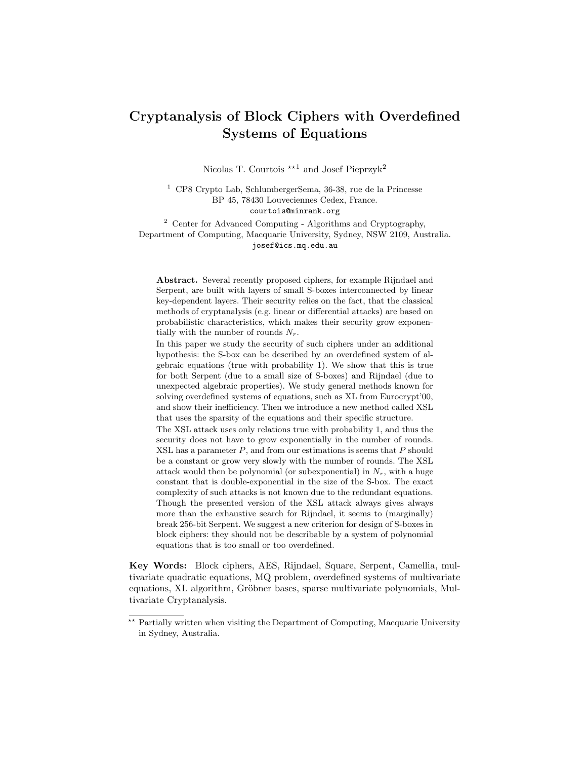# Cryptanalysis of Block Ciphers with Overdefined Systems of Equations

Nicolas T. Courtois [\*\*1] and Josef Pieprzyk[2]

[1] CP8 Crypto Lab, SchlumbergerSema, 36-38, rue de la Princesse
BP 45, 78430 Louveciennes Cedex, France.
`courtois@minrank.org`

[2] Center for Advanced Computing - Algorithms and Cryptography,
Department of Computing, Macquarie University, Sydney, NSW 2109, Australia.
`josef@ics.mq.edu.au`

**Abstract.** Several recently proposed ciphers, for example Rijndael and Serpent, are built with layers of small S-boxes interconnected by linear key-dependent layers. Their security relies on the fact, that the classical methods of cryptanalysis (e.g. linear or differential attacks) are based on probabilistic characteristics, which makes their security grow exponentially with the number of rounds $N_r$.

In this paper we study the security of such ciphers under an additional hypothesis: the S-box can be described by an overdefined system of algebraic equations (true with probability 1). We show that this is true for both Serpent (due to a small size of S-boxes) and Rijndael (due to unexpected algebraic properties). We study general methods known for solving overdefined systems of equations, such as XL from Eurocrypt'00, and show their inefficiency. Then we introduce a new method called XSL that uses the sparsity of the equations and their specific structure.

The XSL attack uses only relations true with probability 1, and thus the security does not have to grow exponentially in the number of rounds. XSL has a parameter $P$, and from our estimations is seems that $P$ should be a constant or grow very slowly with the number of rounds. The XSL attack would then be polynomial (or subexponential) in $N_r$, with a huge constant that is double-exponential in the size of the S-box. The exact complexity of such attacks is not known due to the redundant equations. Though the presented version of the XSL attack always gives always more than the exhaustive search for Rijndael, it seems to (marginally) break 256-bit Serpent. We suggest a new criterion for design of S-boxes in block ciphers: they should not be describable by a system of polynomial equations that is too small or too overdefined.

**Key Words:** Block ciphers, AES, Rijndael, Square, Serpent, Camellia, multivariate quadratic equations, MQ problem, overdefined systems of multivariate equations, XL algorithm, Gröbner bases, sparse multivariate polynomials, Multivariate Cryptanalysis.

---

\*\* Partially written when visiting the Department of Computing, Macquarie University in Sydney, Australia.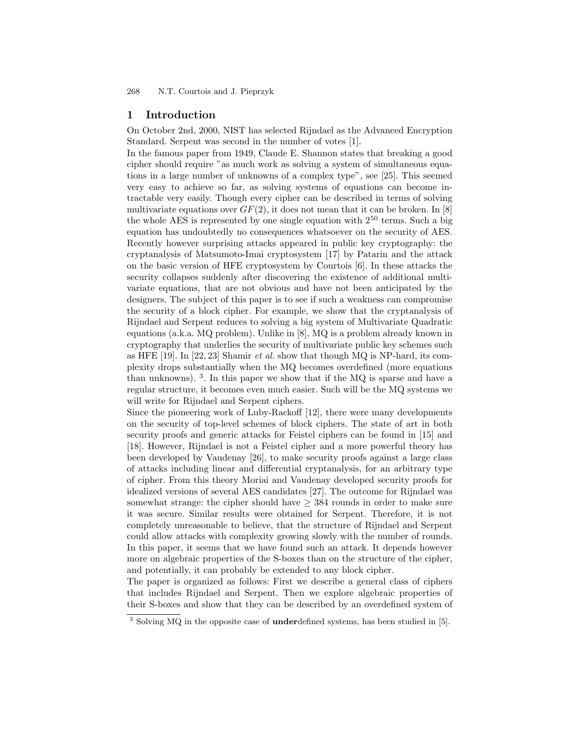## 1 Introduction

On October 2nd, 2000, NIST has selected Rijndael as the Advanced Encryption Standard. Serpent was second in the number of votes [1].

In the famous paper from 1949, Claude E. Shannon states that breaking a good cipher should require "as much work as solving a system of simultaneous equations in a large number of unknowns of a complex type", see [25]. This seemed very easy to achieve so far, as solving systems of equations can become intractable very easily. Though every cipher can be described in terms of solving multivariate equations over $GF(2)$, it does not mean that it can be broken. In [8] the whole AES is represented by one single equation with $2^{50}$ terms. Such a big equation has undoubtedly no consequences whatsoever on the security of AES. Recently however surprising attacks appeared in public key cryptography: the cryptanalysis of Matsumoto-Imai cryptosystem [17] by Patarin and the attack on the basic version of HFE cryptosystem by Courtois [6]. In these attacks the security collapses suddenly after discovering the existence of additional multivariate equations, that are not obvious and have not been anticipated by the designers. The subject of this paper is to see if such a weakness can compromise the security of a block cipher. For example, we show that the cryptanalysis of Rijndael and Serpent reduces to solving a big system of Multivariate Quadratic equations (a.k.a. MQ problem). Unlike in [8], MQ is a problem already known in cryptography that underlies the security of multivariate public key schemes such as HFE [19]. In [22, 23] Shamir *et al.* show that though MQ is NP-hard, its complexity drops substantially when the MQ becomes overdefined (more equations than unknowns). [3]. In this paper we show that if the MQ is sparse and have a regular structure, it becomes even much easier. Such will be the MQ systems we will write for Rijndael and Serpent ciphers.

Since the pioneering work of Luby-Rackoff [12], there were many developments on the security of top-level schemes of block ciphers. The state of art in both security proofs and generic attacks for Feistel ciphers can be found in [15] and [18]. However, Rijndael is not a Feistel cipher and a more powerful theory has been developed by Vaudenay [26], to make security proofs against a large class of attacks including linear and differential cryptanalysis, for an arbitrary type of cipher. From this theory Moriai and Vaudenay developed security proofs for idealized versions of several AES candidates [27]. The outcome for Rijndael was somewhat strange: the cipher should have $\geq 384$ rounds in order to make sure it was secure. Similar results were obtained for Serpent. Therefore, it is not completely unreasonable to believe, that the structure of Rijndael and Serpent could allow attacks with complexity growing slowly with the number of rounds. In this paper, it seems that we have found such an attack. It depends however more on algebraic properties of the S-boxes than on the structure of the cipher, and potentially, it can probably be extended to any block cipher.

The paper is organized as follows: First we describe a general class of ciphers that includes Rijndael and Serpent. Then we explore algebraic properties of their S-boxes and show that they can be described by an overdefined system of

[3] Solving MQ in the opposite case of **under**defined systems, has been studied in [5].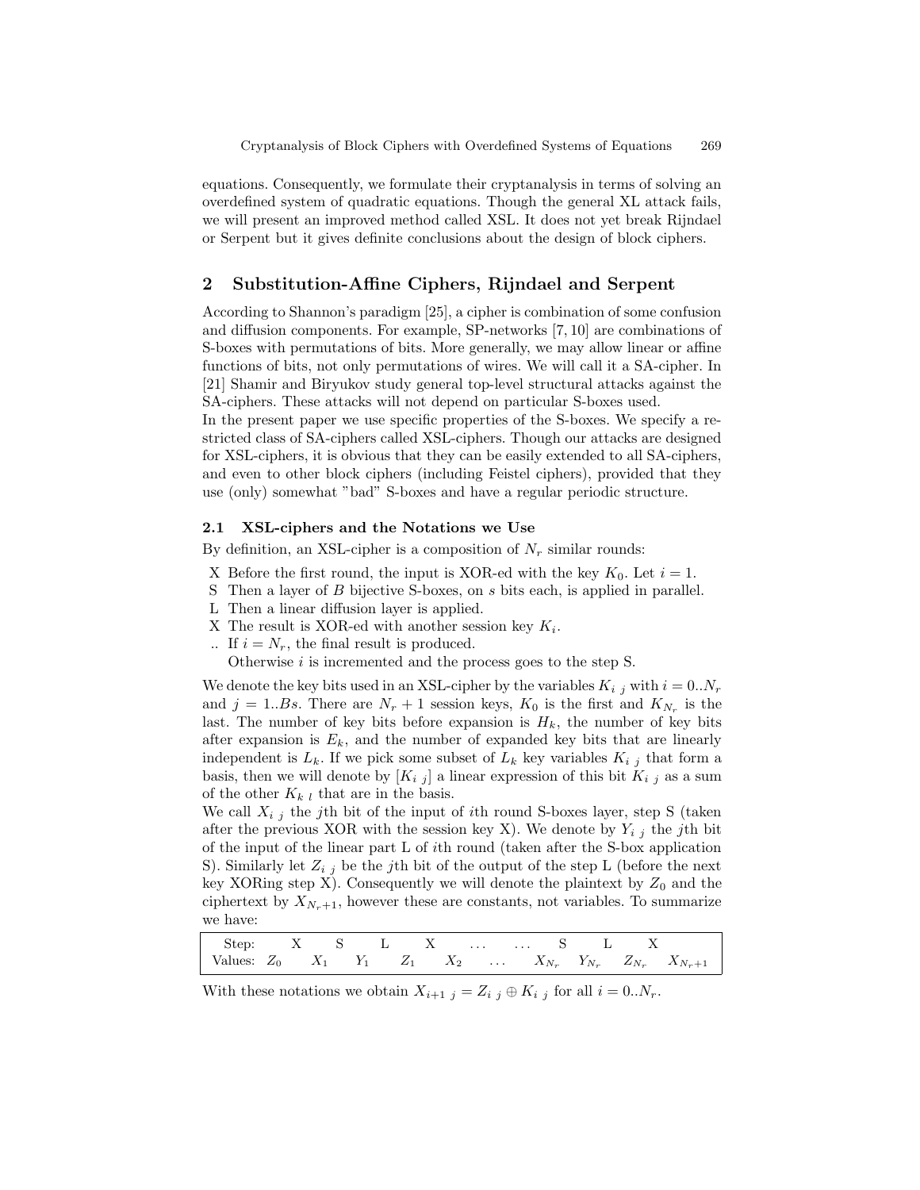equations. Consequently, we formulate their cryptanalysis in terms of solving an overdefined system of quadratic equations. Though the general XL attack fails, we will present an improved method called XSL. It does not yet break Rijndael or Serpent but it gives definite conclusions about the design of block ciphers.

## 2 Substitution-Affine Ciphers, Rijndael and Serpent

According to Shannon's paradigm [25], a cipher is combination of some confusion and diffusion components. For example, SP-networks [7, 10] are combinations of S-boxes with permutations of bits. More generally, we may allow linear or affine functions of bits, not only permutations of wires. We will call it a SA-cipher. In [21] Shamir and Biryukov study general top-level structural attacks against the SA-ciphers. These attacks will not depend on particular S-boxes used.

In the present paper we use specific properties of the S-boxes. We specify a restricted class of SA-ciphers called XSL-ciphers. Though our attacks are designed for XSL-ciphers, it is obvious that they can be easily extended to all SA-ciphers, and even to other block ciphers (including Feistel ciphers), provided that they use (only) somewhat "bad" S-boxes and have a regular periodic structure.

### 2.1 XSL-ciphers and the Notations we Use

By definition, an XSL-cipher is a composition of $N_r$ similar rounds:

- X Before the first round, the input is XOR-ed with the key $K_0$. Let $i = 1$.
- S Then a layer of $B$ bijective S-boxes, on $s$ bits each, is applied in parallel.
- L Then a linear diffusion layer is applied.
- X The result is XOR-ed with another session key $K_i$.
- .. If $i = N_r$, the final result is produced. Otherwise $i$ is incremented and the process goes to the step S.

We denote the key bits used in an XSL-cipher by the variables $K_{i\ j}$ with $i = 0..N_r$ and $j = 1..Bs$. There are $N_r + 1$ session keys, $K_0$ is the first and $K_{N_r}$ is the last. The number of key bits before expansion is $H_k$, the number of key bits after expansion is $E_k$, and the number of expanded key bits that are linearly independent is $L_k$. If we pick some subset of $L_k$ key variables $K_{i\ j}$ that form a basis, then we will denote by $[K_{i\ j}]$ a linear expression of this bit $K_{i\ j}$ as a sum of the other $K_{k\ l}$ that are in the basis.

We call $X_{i\ j}$ the $j$th bit of the input of $i$th round S-boxes layer, step S (taken after the previous XOR with the session key X). We denote by $Y_{i\ j}$ the $j$th bit of the input of the linear part L of $i$th round (taken after the S-box application S). Similarly let $Z_{i\ j}$ be the $j$th bit of the output of the step L (before the next key XORing step X). Consequently we will denote the plaintext by $Z_0$ and the ciphertext by $X_{N_r+1}$, however these are constants, not variables. To summarize we have:

| Step: | | X | S | L | X | ... | ... | S | L | X | |
|---|---|---|---|---|---|---|---|---|---|---|---|
| Values: | $Z_0$ | | $X_1$ | $Y_1$ | $Z_1$ | $X_2$ | ... | $X_{N_r}$ | $Y_{N_r}$ | $Z_{N_r}$ | $X_{N_r+1}$ |

With these notations we obtain $X_{i+1\ j} = Z_{i\ j} \oplus K_{i\ j}$ for all $i = 0..N_r$.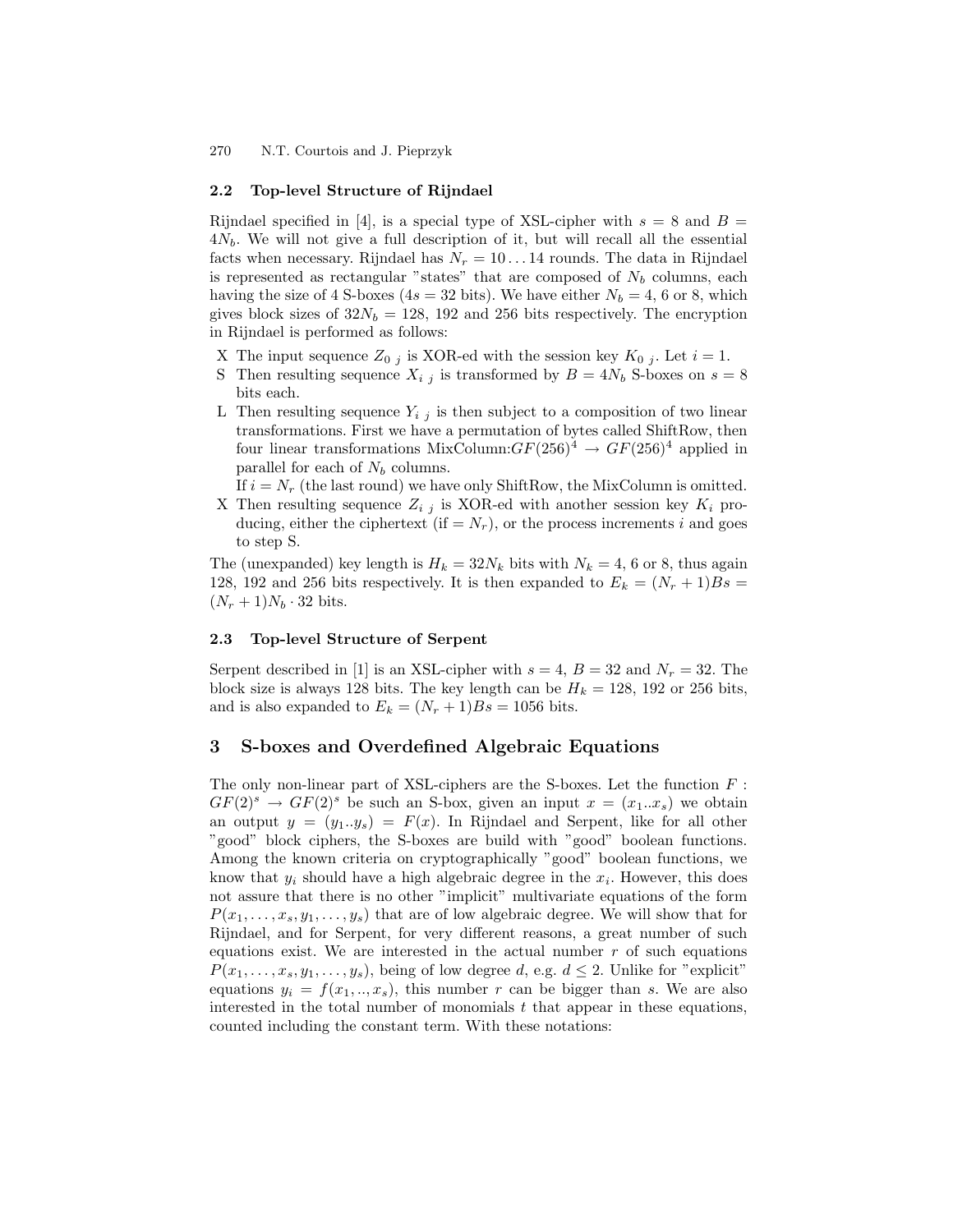### 2.2 Top-level Structure of Rijndael

Rijndael specified in [4], is a special type of XSL-cipher with $s = 8$ and $B = 4N_b$. We will not give a full description of it, but will recall all the essential facts when necessary. Rijndael has $N_r = 10 \ldots 14$ rounds. The data in Rijndael is represented as rectangular "states" that are composed of $N_b$ columns, each having the size of 4 S-boxes ($4s = 32$ bits). We have either $N_b = 4$, 6 or 8, which gives block sizes of $32N_b = 128$, 192 and 256 bits respectively. The encryption in Rijndael is performed as follows:

- X The input sequence $Z_{0\ j}$ is XOR-ed with the session key $K_{0\ j}$. Let $i = 1$.
- S Then resulting sequence $X_{i\ j}$ is transformed by $B = 4N_b$ S-boxes on $s = 8$ bits each.
- L Then resulting sequence $Y_{i\ j}$ is then subject to a composition of two linear transformations. First we have a permutation of bytes called ShiftRow, then four linear transformations MixColumn:$GF(256)^4 \rightarrow GF(256)^4$ applied in parallel for each of $N_b$ columns.
  If $i = N_r$ (the last round) we have only ShiftRow, the MixColumn is omitted.
- X Then resulting sequence $Z_{i\ j}$ is XOR-ed with another session key $K_i$ producing, either the ciphertext (if $= N_r$), or the process increments $i$ and goes to step S.

The (unexpanded) key length is $H_k = 32N_k$ bits with $N_k = 4$, 6 or 8, thus again 128, 192 and 256 bits respectively. It is then expanded to $E_k = (N_r + 1)Bs = (N_r + 1)N_b \cdot 32$ bits.

### 2.3 Top-level Structure of Serpent

Serpent described in [1] is an XSL-cipher with $s = 4$, $B = 32$ and $N_r = 32$. The block size is always 128 bits. The key length can be $H_k = 128$, 192 or 256 bits, and is also expanded to $E_k = (N_r + 1)Bs = 1056$ bits.

## 3 S-boxes and Overdefined Algebraic Equations

The only non-linear part of XSL-ciphers are the S-boxes. Let the function $F : GF(2)^s \rightarrow GF(2)^s$ be such an S-box, given an input $x = (x_1..x_s)$ we obtain an output $y = (y_1..y_s) = F(x)$. In Rijndael and Serpent, like for all other "good" block ciphers, the S-boxes are build with "good" boolean functions. Among the known criteria on cryptographically "good" boolean functions, we know that $y_i$ should have a high algebraic degree in the $x_i$. However, this does not assure that there is no other "implicit" multivariate equations of the form $P(x_1, \ldots, x_s, y_1, \ldots, y_s)$ that are of low algebraic degree. We will show that for Rijndael, and for Serpent, for very different reasons, a great number of such equations exist. We are interested in the actual number $r$ of such equations $P(x_1, \ldots, x_s, y_1, \ldots, y_s)$, being of low degree $d$, e.g. $d \leq 2$. Unlike for "explicit" equations $y_i = f(x_1, .., x_s)$, this number $r$ can be bigger than $s$. We are also interested in the total number of monomials $t$ that appear in these equations, counted including the constant term. With these notations: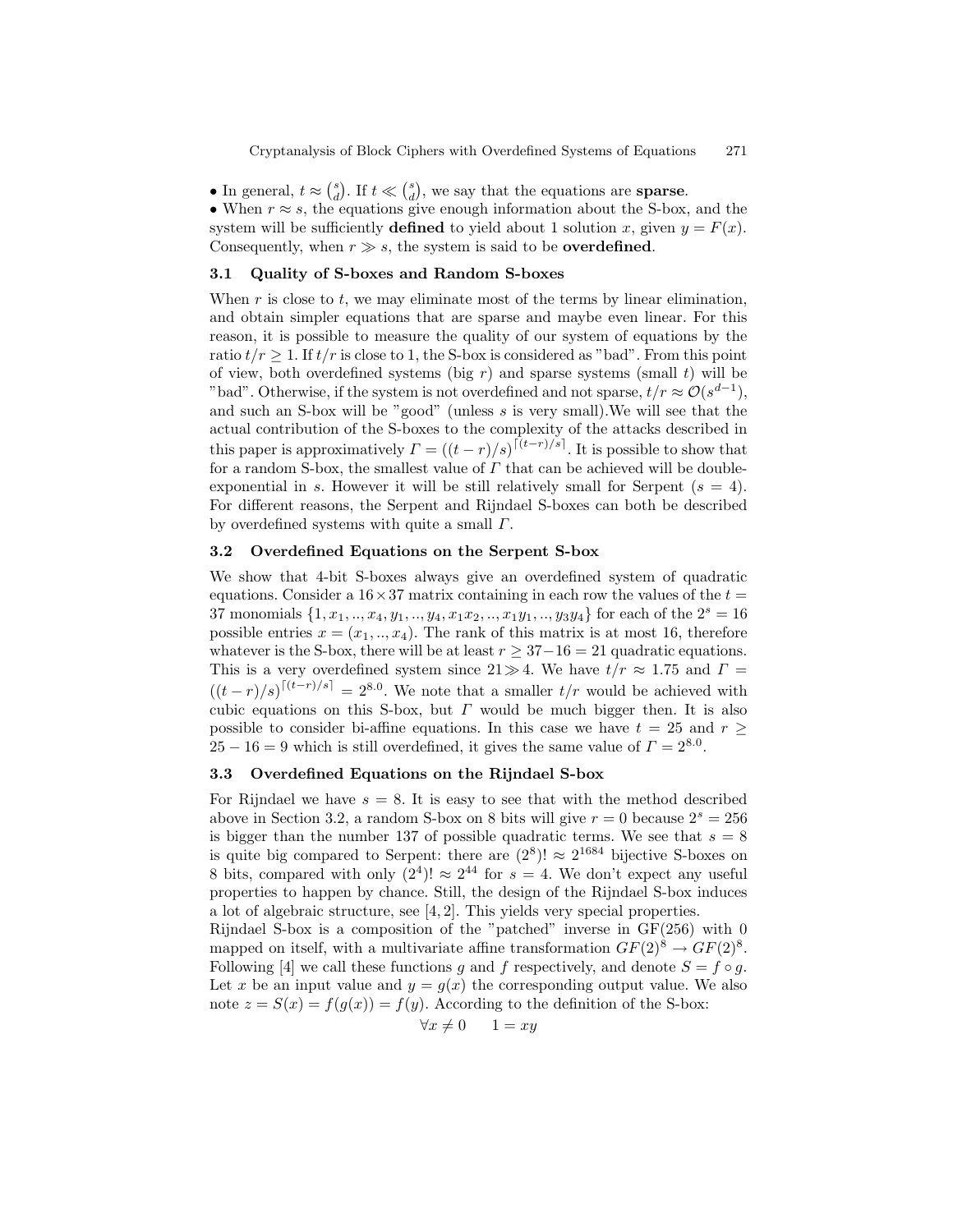• In general, $t \approx \binom{s}{d}$. If $t \ll \binom{s}{d}$, we say that the equations are **sparse**.
• When $r \approx s$, the equations give enough information about the S-box, and the system will be sufficiently **defined** to yield about 1 solution $x$, given $y = F(x)$. Consequently, when $r \gg s$, the system is said to be **overdefined**.

### 3.1 Quality of S-boxes and Random S-boxes

When $r$ is close to $t$, we may eliminate most of the terms by linear elimination, and obtain simpler equations that are sparse and maybe even linear. For this reason, it is possible to measure the quality of our system of equations by the ratio $t/r \geq 1$. If $t/r$ is close to 1, the S-box is considered as "bad". From this point of view, both overdefined systems (big $r$) and sparse systems (small $t$) will be "bad". Otherwise, if the system is not overdefined and not sparse, $t/r \approx \mathcal{O}(s^{d-1})$, and such an S-box will be "good" (unless $s$ is very small).We will see that the actual contribution of the S-boxes to the complexity of the attacks described in this paper is approximatively $\Gamma = ((t-r)/s)^{\lceil (t-r)/s \rceil}$. It is possible to show that for a random S-box, the smallest value of $\Gamma$ that can be achieved will be double-exponential in $s$. However it will be still relatively small for Serpent ($s = 4$). For different reasons, the Serpent and Rijndael S-boxes can both be described by overdefined systems with quite a small $\Gamma$.

### 3.2 Overdefined Equations on the Serpent S-box

We show that 4-bit S-boxes always give an overdefined system of quadratic equations. Consider a $16 \times 37$ matrix containing in each row the values of the $t = 37$ monomials $\{1, x_1, .., x_4, y_1, .., y_4, x_1x_2, .., x_1y_1, .., y_3y_4\}$ for each of the $2^s = 16$ possible entries $x = (x_1, .., x_4)$. The rank of this matrix is at most 16, therefore whatever is the S-box, there will be at least $r \geq 37 - 16 = 21$ quadratic equations. This is a very overdefined system since $21 \gg 4$. We have $t/r \approx 1.75$ and $\Gamma = ((t-r)/s)^{\lceil (t-r)/s \rceil} = 2^{8.0}$. We note that a smaller $t/r$ would be achieved with cubic equations on this S-box, but $\Gamma$ would be much bigger then. It is also possible to consider bi-affine equations. In this case we have $t = 25$ and $r \geq 25 - 16 = 9$ which is still overdefined, it gives the same value of $\Gamma = 2^{8.0}$.

### 3.3 Overdefined Equations on the Rijndael S-box

For Rijndael we have $s = 8$. It is easy to see that with the method described above in Section 3.2, a random S-box on 8 bits will give $r = 0$ because $2^s = 256$ is bigger than the number 137 of possible quadratic terms. We see that $s = 8$ is quite big compared to Serpent: there are $(2^8)! \approx 2^{1684}$ bijective S-boxes on 8 bits, compared with only $(2^4)! \approx 2^{44}$ for $s = 4$. We don't expect any useful properties to happen by chance. Still, the design of the Rijndael S-box induces a lot of algebraic structure, see [4, 2]. This yields very special properties.
Rijndael S-box is a composition of the "patched" inverse in GF(256) with 0 mapped on itself, with a multivariate affine transformation $GF(2)^8 \to GF(2)^8$. Following [4] we call these functions $g$ and $f$ respectively, and denote $S = f \circ g$. Let $x$ be an input value and $y = g(x)$ the corresponding output value. We also note $z = S(x) = f(g(x)) = f(y)$. According to the definition of the S-box:

$$\forall x \neq 0 \qquad 1 = xy$$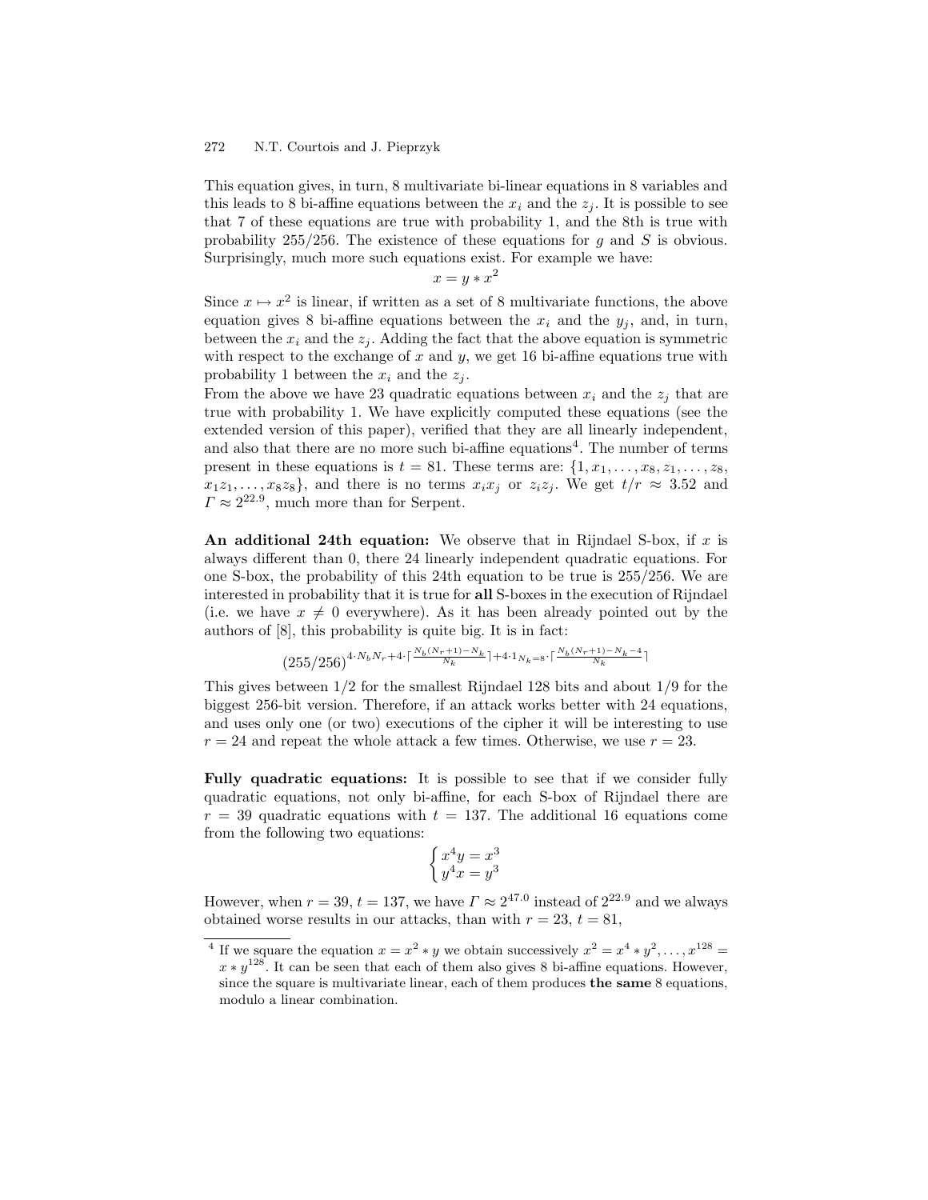This equation gives, in turn, 8 multivariate bi-linear equations in 8 variables and this leads to 8 bi-affine equations between the $x_i$ and the $z_j$. It is possible to see that 7 of these equations are true with probability 1, and the 8th is true with probability 255/256. The existence of these equations for $g$ and $S$ is obvious. Surprisingly, much more such equations exist. For example we have:

$$x = y * x^2$$

Since $x \mapsto x^2$ is linear, if written as a set of 8 multivariate functions, the above equation gives 8 bi-affine equations between the $x_i$ and the $y_j$, and, in turn, between the $x_i$ and the $z_j$. Adding the fact that the above equation is symmetric with respect to the exchange of $x$ and $y$, we get 16 bi-affine equations true with probability 1 between the $x_i$ and the $z_j$.

From the above we have 23 quadratic equations between $x_i$ and the $z_j$ that are true with probability 1. We have explicitly computed these equations (see the extended version of this paper), verified that they are all linearly independent, and also that there are no more such bi-affine equations[4]. The number of terms present in these equations is $t = 81$. These terms are: $\{1, x_1, \ldots, x_8, z_1, \ldots, z_8, x_1z_1, \ldots, x_8z_8\}$, and there is no terms $x_ix_j$ or $z_iz_j$. We get $t/r \approx 3.52$ and $\Gamma \approx 2^{22.9}$, much more than for Serpent.

**An additional 24th equation:** We observe that in Rijndael S-box, if $x$ is always different than 0, there 24 linearly independent quadratic equations. For one S-box, the probability of this 24th equation to be true is 255/256. We are interested in probability that it is true for **all** S-boxes in the execution of Rijndael (i.e. we have $x \neq 0$ everywhere). As it has been already pointed out by the authors of [8], this probability is quite big. It is in fact:

$$(255/256)^{4 \cdot N_b N_r + 4 \cdot \lceil \frac{N_b(N_r+1) - N_k}{N_k} \rceil + 4 \cdot 1_{N_k=8} \cdot \lceil \frac{N_b(N_r+1) - N_k - 4}{N_k} \rceil}$$

This gives between 1/2 for the smallest Rijndael 128 bits and about 1/9 for the biggest 256-bit version. Therefore, if an attack works better with 24 equations, and uses only one (or two) executions of the cipher it will be interesting to use $r = 24$ and repeat the whole attack a few times. Otherwise, we use $r = 23$.

**Fully quadratic equations:** It is possible to see that if we consider fully quadratic equations, not only bi-affine, for each S-box of Rijndael there are $r = 39$ quadratic equations with $t = 137$. The additional 16 equations come from the following two equations:

$$\begin{cases} x^4 y = x^3 \\ y^4 x = y^3 \end{cases}$$

However, when $r = 39$, $t = 137$, we have $\Gamma \approx 2^{47.0}$ instead of $2^{22.9}$ and we always obtained worse results in our attacks, than with $r = 23$, $t = 81$,

[4] If we square the equation $x = x^2 * y$ we obtain successively $x^2 = x^4 * y^2, \ldots, x^{128} = x * y^{128}$. It can be seen that each of them also gives 8 bi-affine equations. However, since the square is multivariate linear, each of them produces **the same** 8 equations, modulo a linear combination.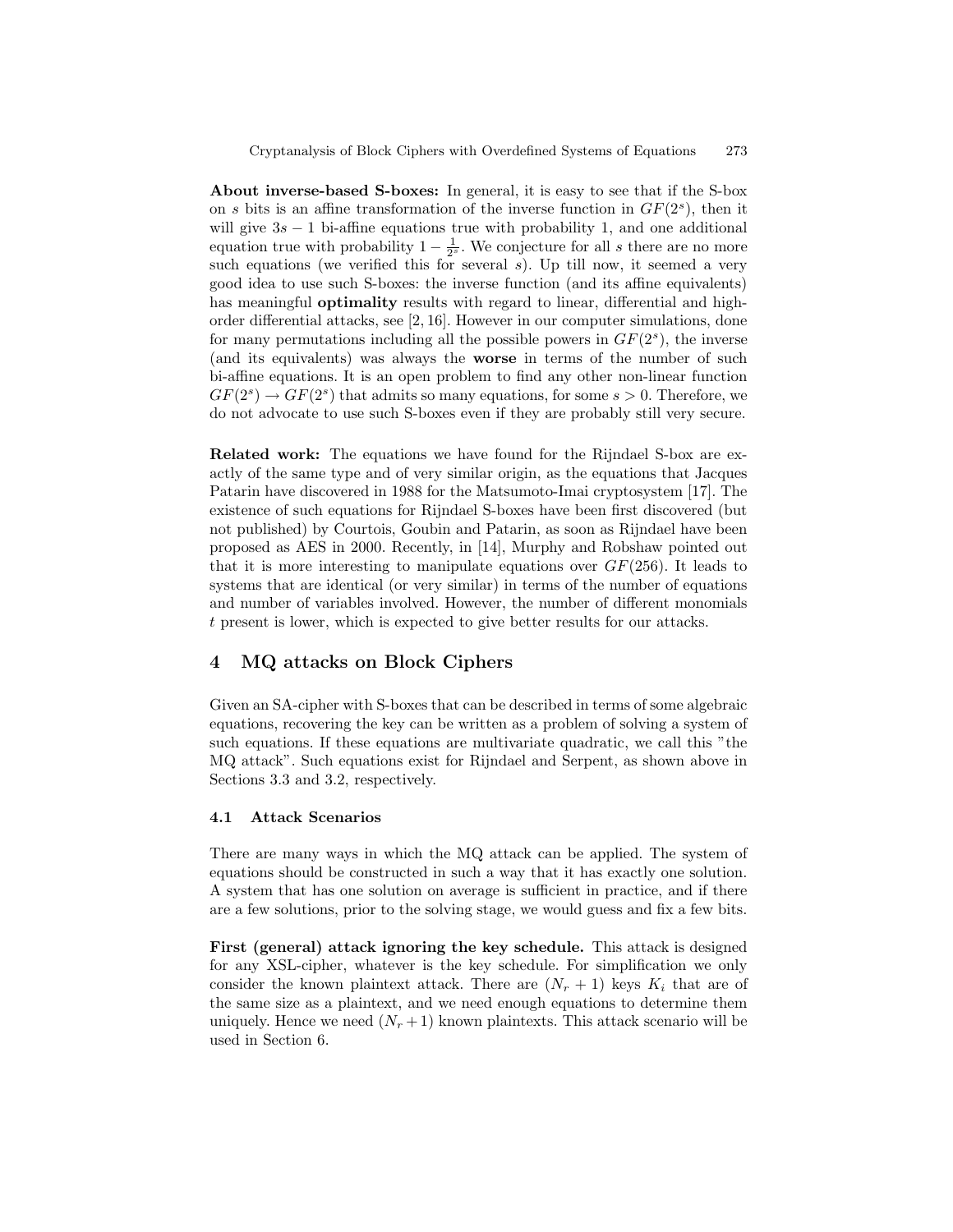**About inverse-based S-boxes:** In general, it is easy to see that if the S-box on $s$ bits is an affine transformation of the inverse function in $GF(2^s)$, then it will give $3s - 1$ bi-affine equations true with probability 1, and one additional equation true with probability $1 - \frac{1}{2^s}$. We conjecture for all $s$ there are no more such equations (we verified this for several $s$). Up till now, it seemed a very good idea to use such S-boxes: the inverse function (and its affine equivalents) has meaningful **optimality** results with regard to linear, differential and high-order differential attacks, see [2, 16]. However in our computer simulations, done for many permutations including all the possible powers in $GF(2^s)$, the inverse (and its equivalents) was always the **worse** in terms of the number of such bi-affine equations. It is an open problem to find any other non-linear function $GF(2^s) \rightarrow GF(2^s)$ that admits so many equations, for some $s > 0$. Therefore, we do not advocate to use such S-boxes even if they are probably still very secure.

**Related work:** The equations we have found for the Rijndael S-box are exactly of the same type and of very similar origin, as the equations that Jacques Patarin have discovered in 1988 for the Matsumoto-Imai cryptosystem [17]. The existence of such equations for Rijndael S-boxes have been first discovered (but not published) by Courtois, Goubin and Patarin, as soon as Rijndael have been proposed as AES in 2000. Recently, in [14], Murphy and Robshaw pointed out that it is more interesting to manipulate equations over $GF(256)$. It leads to systems that are identical (or very similar) in terms of the number of equations and number of variables involved. However, the number of different monomials $t$ present is lower, which is expected to give better results for our attacks.

## 4 MQ attacks on Block Ciphers

Given an SA-cipher with S-boxes that can be described in terms of some algebraic equations, recovering the key can be written as a problem of solving a system of such equations. If these equations are multivariate quadratic, we call this "the MQ attack". Such equations exist for Rijndael and Serpent, as shown above in Sections 3.3 and 3.2, respectively.

### 4.1 Attack Scenarios

There are many ways in which the MQ attack can be applied. The system of equations should be constructed in such a way that it has exactly one solution. A system that has one solution on average is sufficient in practice, and if there are a few solutions, prior to the solving stage, we would guess and fix a few bits.

**First (general) attack ignoring the key schedule.** This attack is designed for any XSL-cipher, whatever is the key schedule. For simplification we only consider the known plaintext attack. There are $(N_r + 1)$ keys $K_i$ that are of the same size as a plaintext, and we need enough equations to determine them uniquely. Hence we need $(N_r + 1)$ known plaintexts. This attack scenario will be used in Section 6.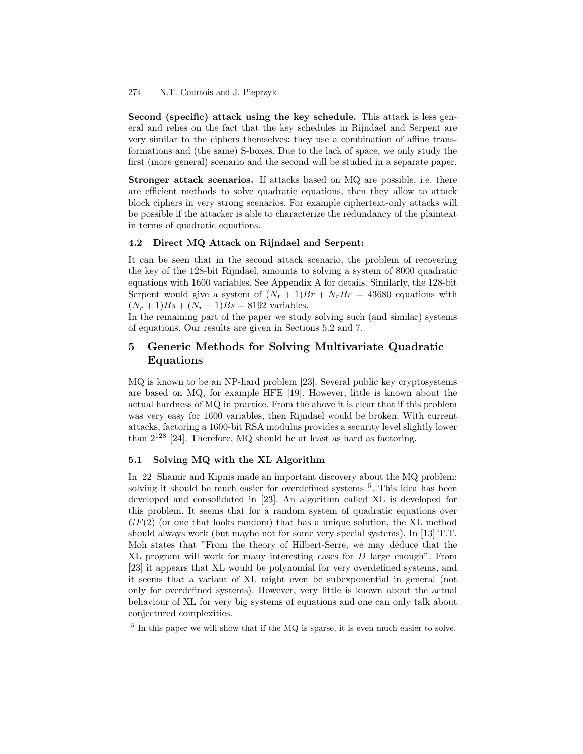**Second (specific) attack using the key schedule.** This attack is less general and relies on the fact that the key schedules in Rijndael and Serpent are very similar to the ciphers themselves: they use a combination of affine transformations and (the same) S-boxes. Due to the lack of space, we only study the first (more general) scenario and the second will be studied in a separate paper.

**Stronger attack scenarios.** If attacks based on MQ are possible, i.e. there are efficient methods to solve quadratic equations, then they allow to attack block ciphers in very strong scenarios. For example ciphertext-only attacks will be possible if the attacker is able to characterize the redundancy of the plaintext in terms of quadratic equations.

### 4.2 Direct MQ Attack on Rijndael and Serpent:

It can be seen that in the second attack scenario, the problem of recovering the key of the 128-bit Rijndael, amounts to solving a system of 8000 quadratic equations with 1600 variables. See Appendix A for details. Similarly, the 128-bit Serpent would give a system of $(N_r + 1)Br + N_r Br = 43680$ equations with $(N_r + 1)Bs + (N_r - 1)Bs = 8192$ variables.
In the remaining part of the paper we study solving such (and similar) systems of equations. Our results are given in Sections 5.2 and 7.

## 5 Generic Methods for Solving Multivariate Quadratic Equations

MQ is known to be an NP-hard problem [23]. Several public key cryptosystems are based on MQ, for example HFE [19]. However, little is known about the actual hardness of MQ in practice. From the above it is clear that if this problem was very easy for 1600 variables, then Rijndael would be broken. With current attacks, factoring a 1600-bit RSA modulus provides a security level slightly lower than $2^{128}$ [24]. Therefore, MQ should be at least as hard as factoring.

### 5.1 Solving MQ with the XL Algorithm

In [22] Shamir and Kipnis made an important discovery about the MQ problem: solving it should be much easier for overdefined systems [5]. This idea has been developed and consolidated in [23]. An algorithm called XL is developed for this problem. It seems that for a random system of quadratic equations over $GF(2)$ (or one that looks random) that has a unique solution, the XL method should always work (but maybe not for some very special systems). In [13] T.T. Moh states that "From the theory of Hilbert-Serre, we may deduce that the XL program will work for many interesting cases for $D$ large enough". From [23] it appears that XL would be polynomial for very overdefined systems, and it seems that a variant of XL might even be subexponential in general (not only for overdefined systems). However, very little is known about the actual behaviour of XL for very big systems of equations and one can only talk about conjectured complexities.

[5] In this paper we will show that if the MQ is sparse, it is even much easier to solve.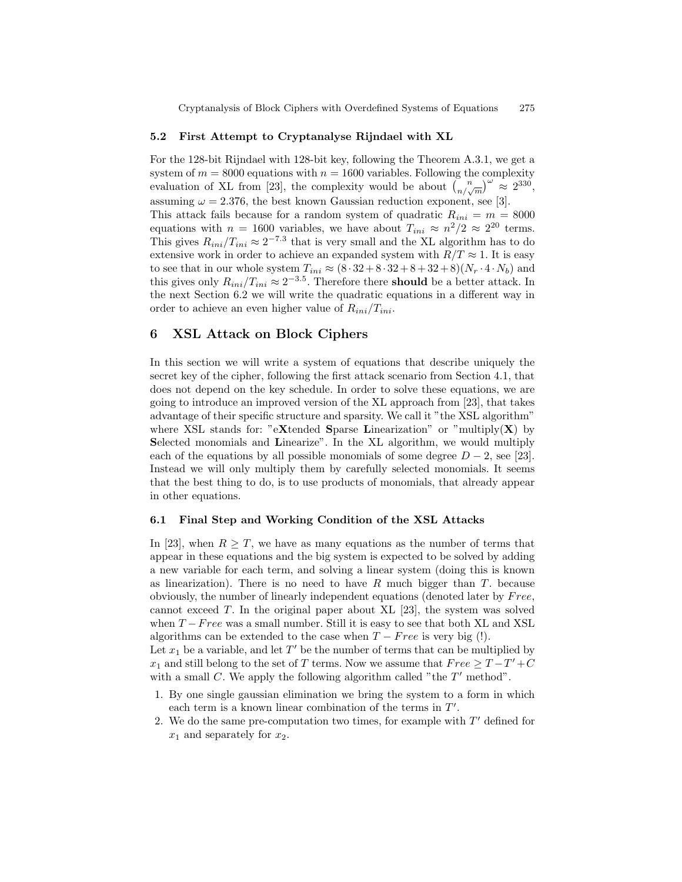### 5.2 First Attempt to Cryptanalyse Rijndael with XL

For the 128-bit Rijndael with 128-bit key, following the Theorem A.3.1, we get a system of $m = 8000$ equations with $n = 1600$ variables. Following the complexity evaluation of XL from [23], the complexity would be about $\binom{n}{n/\sqrt{m}}^{\omega} \approx 2^{330}$, assuming $\omega = 2.376$, the best known Gaussian reduction exponent, see [3].
This attack fails because for a random system of quadratic $R_{ini} = m = 8000$ equations with $n = 1600$ variables, we have about $T_{ini} \approx n^2/2 \approx 2^{20}$ terms. This gives $R_{ini}/T_{ini} \approx 2^{-7.3}$ that is very small and the XL algorithm has to do extensive work in order to achieve an expanded system with $R/T \approx 1$. It is easy to see that in our whole system $T_{ini} \approx (8 \cdot 32 + 8 \cdot 32 + 8 + 32 + 8)(N_r \cdot 4 \cdot N_b)$ and this gives only $R_{ini}/T_{ini} \approx 2^{-3.5}$. Therefore there **should** be a better attack. In the next Section 6.2 we will write the quadratic equations in a different way in order to achieve an even higher value of $R_{ini}/T_{ini}$.

## 6 XSL Attack on Block Ciphers

In this section we will write a system of equations that describe uniquely the secret key of the cipher, following the first attack scenario from Section 4.1, that does not depend on the key schedule. In order to solve these equations, we are going to introduce an improved version of the XL approach from [23], that takes advantage of their specific structure and sparsity. We call it "the XSL algorithm" where XSL stands for: "e**X**tended **S**parse **L**inearization" or "multiply(**X**) by **S**elected monomials and **L**inearize". In the XL algorithm, we would multiply each of the equations by all possible monomials of some degree $D-2$, see [23]. Instead we will only multiply them by carefully selected monomials. It seems that the best thing to do, is to use products of monomials, that already appear in other equations.

### 6.1 Final Step and Working Condition of the XSL Attacks

In [23], when $R \geq T$, we have as many equations as the number of terms that appear in these equations and the big system is expected to be solved by adding a new variable for each term, and solving a linear system (doing this is known as linearization). There is no need to have $R$ much bigger than $T$. because obviously, the number of linearly independent equations (denoted later by $Free$, cannot exceed $T$. In the original paper about XL [23], the system was solved when $T - Free$ was a small number. Still it is easy to see that both XL and XSL algorithms can be extended to the case when $T - Free$ is very big (!).
Let $x_1$ be a variable, and let $T'$ be the number of terms that can be multiplied by $x_1$ and still belong to the set of $T$ terms. Now we assume that $Free \geq T - T' + C$ with a small $C$. We apply the following algorithm called "the $T'$ method".

1. By one single gaussian elimination we bring the system to a form in which each term is a known linear combination of the terms in $T'$.
2. We do the same pre-computation two times, for example with $T'$ defined for $x_1$ and separately for $x_2$.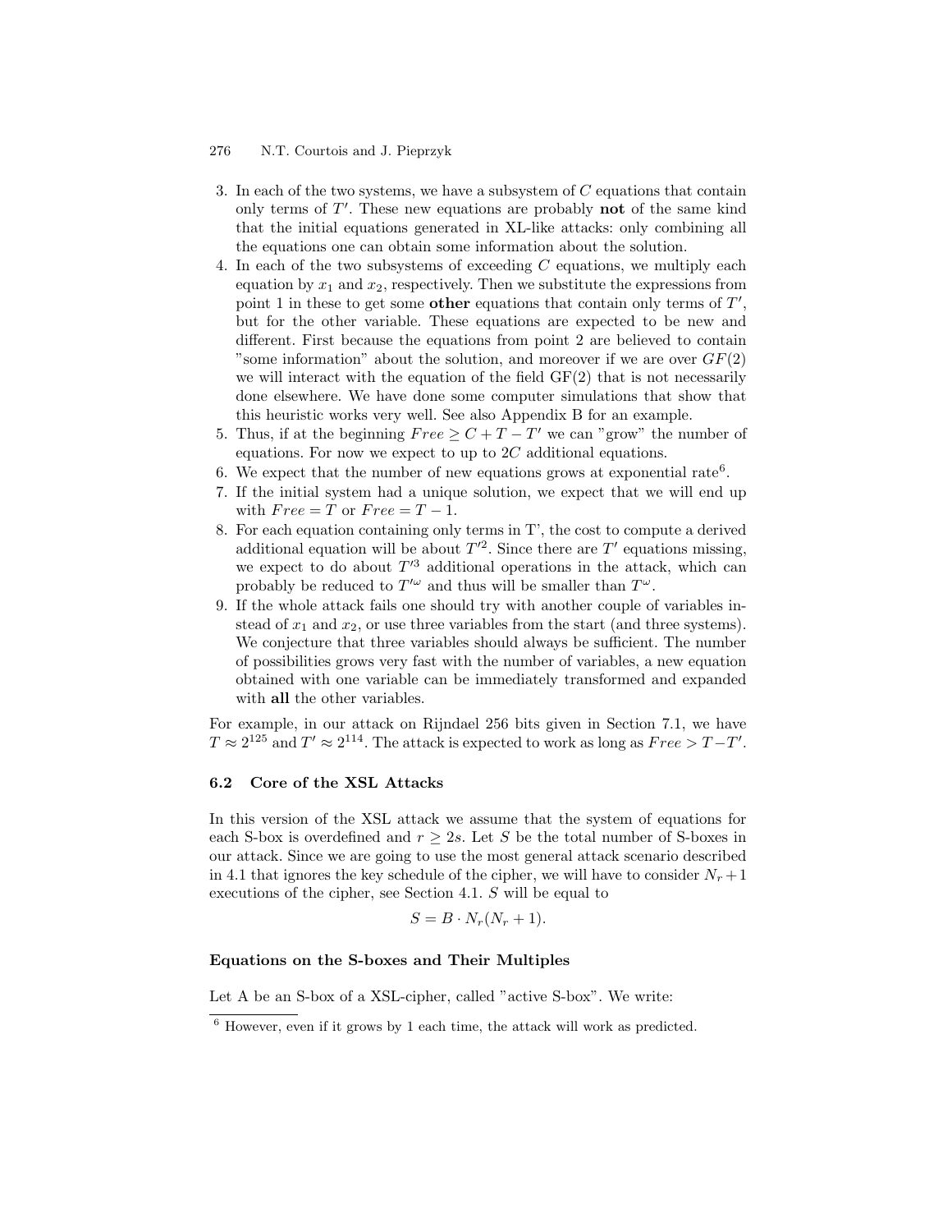3. In each of the two systems, we have a subsystem of $C$ equations that contain only terms of $T'$. These new equations are probably **not** of the same kind that the initial equations generated in XL-like attacks: only combining all the equations one can obtain some information about the solution.
4. In each of the two subsystems of exceeding $C$ equations, we multiply each equation by $x_1$ and $x_2$, respectively. Then we substitute the expressions from point 1 in these to get some **other** equations that contain only terms of $T'$, but for the other variable. These equations are expected to be new and different. First because the equations from point 2 are believed to contain "some information" about the solution, and moreover if we are over $GF(2)$ we will interact with the equation of the field GF(2) that is not necessarily done elsewhere. We have done some computer simulations that show that this heuristic works very well. See also Appendix B for an example.
5. Thus, if at the beginning $Free \geq C + T - T'$ we can "grow" the number of equations. For now we expect to up to $2C$ additional equations.
6. We expect that the number of new equations grows at exponential rate[6].
7. If the initial system had a unique solution, we expect that we will end up with $Free = T$ or $Free = T - 1$.
8. For each equation containing only terms in T', the cost to compute a derived additional equation will be about $T'^2$. Since there are $T'$ equations missing, we expect to do about $T'^3$ additional operations in the attack, which can probably be reduced to $T'^\omega$ and thus will be smaller than $T^\omega$.
9. If the whole attack fails one should try with another couple of variables instead of $x_1$ and $x_2$, or use three variables from the start (and three systems). We conjecture that three variables should always be sufficient. The number of possibilities grows very fast with the number of variables, a new equation obtained with one variable can be immediately transformed and expanded with **all** the other variables.

For example, in our attack on Rijndael 256 bits given in Section 7.1, we have $T \approx 2^{125}$ and $T' \approx 2^{114}$. The attack is expected to work as long as $Free > T - T'$.

### 6.2 Core of the XSL Attacks

In this version of the XSL attack we assume that the system of equations for each S-box is overdefined and $r \geq 2s$. Let $S$ be the total number of S-boxes in our attack. Since we are going to use the most general attack scenario described in 4.1 that ignores the key schedule of the cipher, we will have to consider $N_r + 1$ executions of the cipher, see Section 4.1. $S$ will be equal to

$$S = B \cdot N_r(N_r + 1).$$

#### Equations on the S-boxes and Their Multiples

Let A be an S-box of a XSL-cipher, called "active S-box". We write:

---

[6] However, even if it grows by 1 each time, the attack will work as predicted.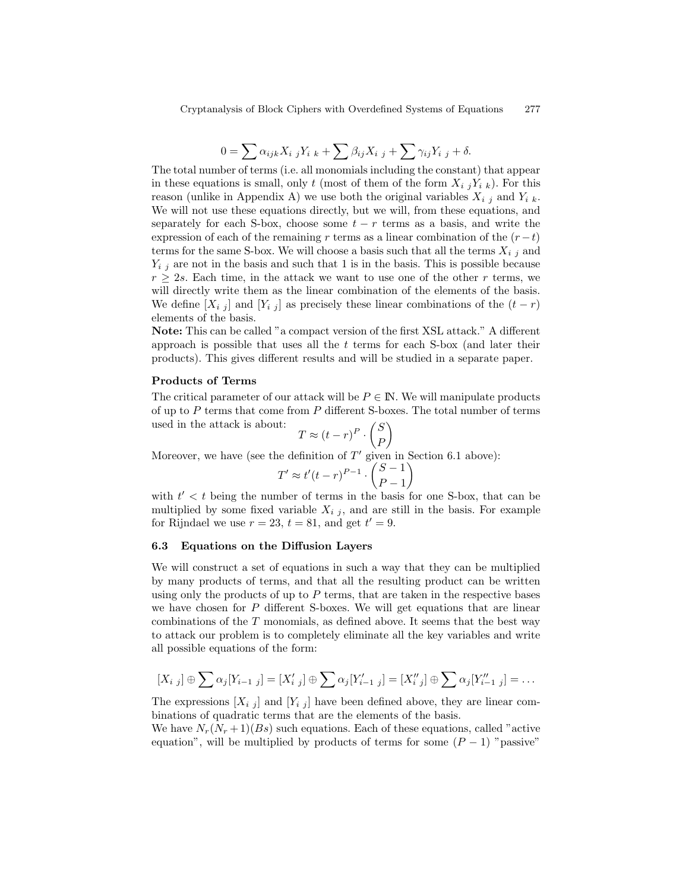$$0 = \sum \alpha_{ijk} X_{i\ j} Y_{i\ k} + \sum \beta_{ij} X_{i\ j} + \sum \gamma_{ij} Y_{i\ j} + \delta.$$

The total number of terms (i.e. all monomials including the constant) that appear in these equations is small, only $t$ (most of them of the form $X_{i\ j}Y_{i\ k}$). For this reason (unlike in Appendix A) we use both the original variables $X_{i\ j}$ and $Y_{i\ k}$. We will not use these equations directly, but we will, from these equations, and separately for each S-box, choose some $t-r$ terms as a basis, and write the expression of each of the remaining $r$ terms as a linear combination of the $(r-t)$ terms for the same S-box. We will choose a basis such that all the terms $X_{i\ j}$ and $Y_{i\ j}$ are not in the basis and such that 1 is in the basis. This is possible because $r \geq 2s$. Each time, in the attack we want to use one of the other $r$ terms, we will directly write them as the linear combination of the elements of the basis. We define $[X_{i\ j}]$ and $[Y_{i\ j}]$ as precisely these linear combinations of the $(t-r)$ elements of the basis.

**Note:** This can be called "a compact version of the first XSL attack." A different approach is possible that uses all the $t$ terms for each S-box (and later their products). This gives different results and will be studied in a separate paper.

**Products of Terms**

The critical parameter of our attack will be $P \in \mathbb{N}$. We will manipulate products of up to $P$ terms that come from $P$ different S-boxes. The total number of terms used in the attack is about:

$$T \approx (t-r)^P \cdot \binom{S}{P}$$

Moreover, we have (see the definition of $T'$ given in Section 6.1 above):

$$T' \approx t'(t-r)^{P-1} \cdot \binom{S-1}{P-1}$$

with $t' < t$ being the number of terms in the basis for one S-box, that can be multiplied by some fixed variable $X_{i\ j}$, and are still in the basis. For example for Rijndael we use $r = 23$, $t = 81$, and get $t' = 9$.

### 6.3 Equations on the Diffusion Layers

We will construct a set of equations in such a way that they can be multiplied by many products of terms, and that all the resulting product can be written using only the products of up to $P$ terms, that are taken in the respective bases we have chosen for $P$ different S-boxes. We will get equations that are linear combinations of the $T$ monomials, as defined above. It seems that the best way to attack our problem is to completely eliminate all the key variables and write all possible equations of the form:

$$[X_{i\ j}] \oplus \sum \alpha_j [Y_{i-1\ j}] = [X'_{i\ j}] \oplus \sum \alpha_j [Y'_{i-1\ j}] = [X''_{i\ j}] \oplus \sum \alpha_j [Y''_{i-1\ j}] = \ldots$$

The expressions $[X_{i\ j}]$ and $[Y_{i\ j}]$ have been defined above, they are linear combinations of quadratic terms that are the elements of the basis.

We have $N_r(N_r+1)(Bs)$ such equations. Each of these equations, called "active equation", will be multiplied by products of terms for some $(P-1)$ "passive"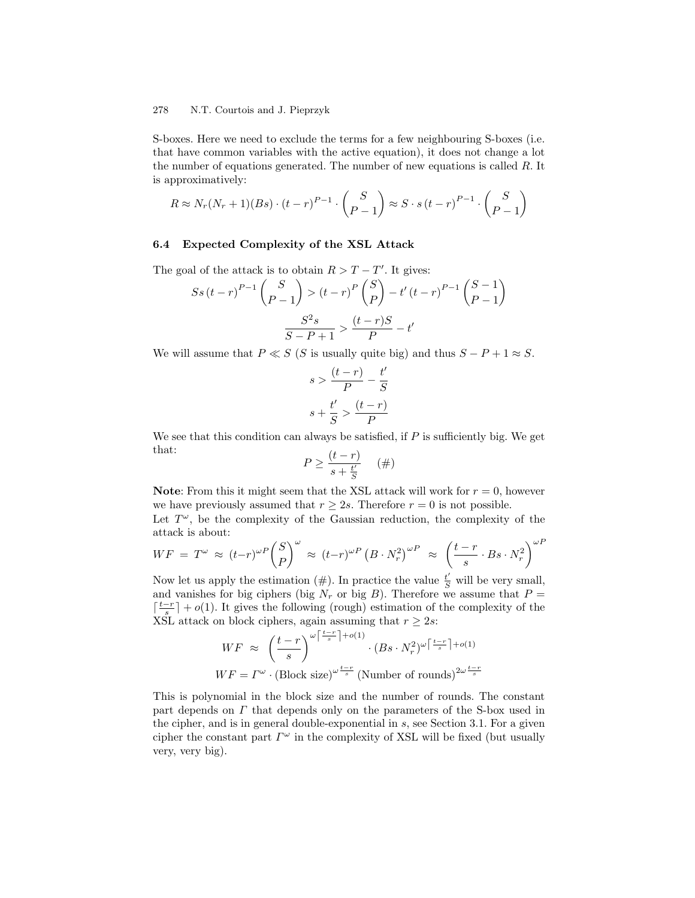S-boxes. Here we need to exclude the terms for a few neighbouring S-boxes (i.e. that have common variables with the active equation), it does not change a lot the number of equations generated. The number of new equations is called $R$. It is approximatively:

$$R \approx N_r(N_r+1)(Bs)\cdot(t-r)^{P-1}\cdot\binom{S}{P-1} \approx S\cdot s\,(t-r)^{P-1}\cdot\binom{S}{P-1}$$

### 6.4 Expected Complexity of the XSL Attack

The goal of the attack is to obtain $R > T - T'$. It gives:

$$Ss\,(t-r)^{P-1}\binom{S}{P-1} > (t-r)^{P}\binom{S}{P} - t'\,(t-r)^{P-1}\binom{S-1}{P-1}$$

$$\frac{S^2 s}{S-P+1} > \frac{(t-r)S}{P} - t'$$

We will assume that $P \ll S$ ($S$ is usually quite big) and thus $S-P+1 \approx S$.

$$s > \frac{(t-r)}{P} - \frac{t'}{S}$$

$$s + \frac{t'}{S} > \frac{(t-r)}{P}$$

We see that this condition can always be satisfied, if $P$ is sufficiently big. We get that:

$$P \geq \frac{(t-r)}{s+\frac{t'}{S}} \quad (\#)$$

**Note**: From this it might seem that the XSL attack will work for $r=0$, however we have previously assumed that $r \geq 2s$. Therefore $r=0$ is not possible.

Let $T^{\omega}$, be the complexity of the Gaussian reduction, the complexity of the attack is about:

$$WF \;=\; T^{\omega} \;\approx\; (t-r)^{\omega P}\binom{S}{P}^{\omega} \;\approx\; (t-r)^{\omega P}\left(B\cdot N_r^2\right)^{\omega P} \;\approx\; \left(\frac{t-r}{s}\cdot Bs\cdot N_r^2\right)^{\omega P}$$

Now let us apply the estimation (#). In practice the value $\frac{t'}{S}$ will be very small, and vanishes for big ciphers (big $N_r$ or big $B$). Therefore we assume that $P = \lceil\frac{t-r}{s}\rceil + o(1)$. It gives the following (rough) estimation of the complexity of the XSL attack on block ciphers, again assuming that $r \geq 2s$:

$$WF \;\approx\; \left(\frac{t-r}{s}\right)^{\omega\lceil\frac{t-r}{s}\rceil+o(1)}\cdot\left(Bs\cdot N_r^2\right)^{\omega\lceil\frac{t-r}{s}\rceil+o(1)}$$

$$WF = \Gamma^{\omega}\cdot(\text{Block size})^{\omega\frac{t-r}{s}}\,(\text{Number of rounds})^{2\omega\frac{t-r}{s}}$$

This is polynomial in the block size and the number of rounds. The constant part depends on $\Gamma$ that depends only on the parameters of the S-box used in the cipher, and is in general double-exponential in $s$, see Section 3.1. For a given cipher the constant part $\Gamma^{\omega}$ in the complexity of XSL will be fixed (but usually very, very big).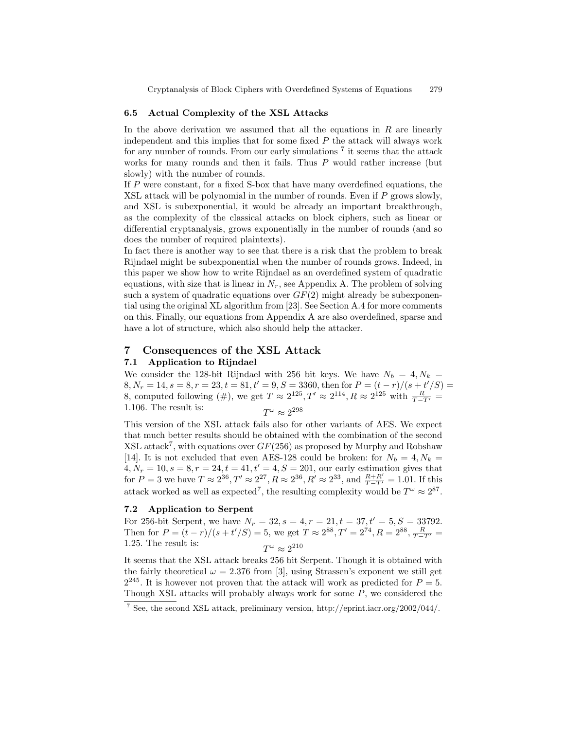### 6.5 Actual Complexity of the XSL Attacks

In the above derivation we assumed that all the equations in $R$ are linearly independent and this implies that for some fixed $P$ the attack will always work for any number of rounds. From our early simulations [7] it seems that the attack works for many rounds and then it fails. Thus $P$ would rather increase (but slowly) with the number of rounds.

If $P$ were constant, for a fixed S-box that have many overdefined equations, the XSL attack will be polynomial in the number of rounds. Even if $P$ grows slowly, and XSL is subexponential, it would be already an important breakthrough, as the complexity of the classical attacks on block ciphers, such as linear or differential cryptanalysis, grows exponentially in the number of rounds (and so does the number of required plaintexts).

In fact there is another way to see that there is a risk that the problem to break Rijndael might be subexponential when the number of rounds grows. Indeed, in this paper we show how to write Rijndael as an overdefined system of quadratic equations, with size that is linear in $N_r$, see Appendix A. The problem of solving such a system of quadratic equations over $GF(2)$ might already be subexponential using the original XL algorithm from [23]. See Section A.4 for more comments on this. Finally, our equations from Appendix A are also overdefined, sparse and have a lot of structure, which also should help the attacker.

## 7 Consequences of the XSL Attack

### 7.1 Application to Rijndael

We consider the 128-bit Rijndael with 256 bit keys. We have $N_b = 4, N_k = 8, N_r = 14, s = 8, r = 23, t = 81, t' = 9, S = 3360$, then for $P = (t-r)/(s+t'/S) = 8$, computed following (#), we get $T \approx 2^{125}, T' \approx 2^{114}, R \approx 2^{125}$ with $\frac{R}{T-T'} = 1.106$. The result is:

$$T^{\omega} \approx 2^{298}$$

This version of the XSL attack fails also for other variants of AES. We expect that much better results should be obtained with the combination of the second XSL attack[7], with equations over $GF(256)$ as proposed by Murphy and Robshaw [14]. It is not excluded that even AES-128 could be broken: for $N_b = 4, N_k = 4, N_r = 10, s = 8, r = 24, t = 41, t' = 4, S = 201$, our early estimation gives that for $P = 3$ we have $T \approx 2^{36}, T' \approx 2^{27}, R \approx 2^{36}, R' \approx 2^{33}$, and $\frac{R+R'}{T-T'} = 1.01$. If this attack worked as well as expected[7], the resulting complexity would be $T^{\omega} \approx 2^{87}$.

### 7.2 Application to Serpent

For 256-bit Serpent, we have $N_r = 32, s = 4, r = 21, t = 37, t' = 5, S = 33792$. Then for $P = (t-r)/(s+t'/S) = 5$, we get $T \approx 2^{88}, T' = 2^{74}, R = 2^{88}, \frac{R}{T-T'} = 1.25$. The result is:

$$T^{\omega} \approx 2^{210}$$

It seems that the XSL attack breaks 256 bit Serpent. Though it is obtained with the fairly theoretical $\omega = 2.376$ from [3], using Strassen's exponent we still get $2^{245}$. It is however not proven that the attack will work as predicted for $P = 5$. Though XSL attacks will probably always work for some $P$, we considered the

[7] See, the second XSL attack, preliminary version, http://eprint.iacr.org/2002/044/.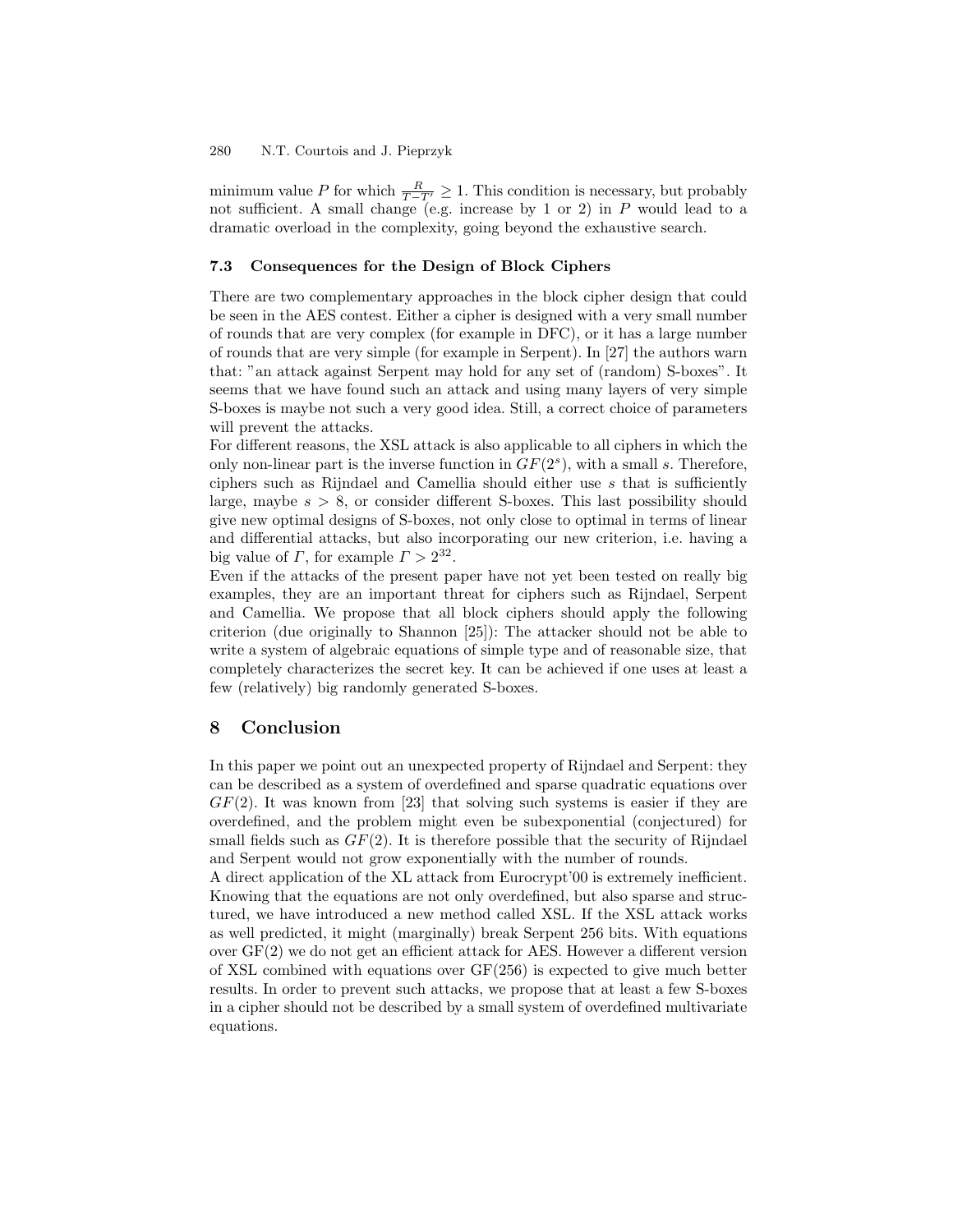minimum value $P$ for which $\frac{R}{T-T'} \geq 1$. This condition is necessary, but probably not sufficient. A small change (e.g. increase by 1 or 2) in $P$ would lead to a dramatic overload in the complexity, going beyond the exhaustive search.

### 7.3 Consequences for the Design of Block Ciphers

There are two complementary approaches in the block cipher design that could be seen in the AES contest. Either a cipher is designed with a very small number of rounds that are very complex (for example in DFC), or it has a large number of rounds that are very simple (for example in Serpent). In [27] the authors warn that: "an attack against Serpent may hold for any set of (random) S-boxes". It seems that we have found such an attack and using many layers of very simple S-boxes is maybe not such a very good idea. Still, a correct choice of parameters will prevent the attacks.

For different reasons, the XSL attack is also applicable to all ciphers in which the only non-linear part is the inverse function in $GF(2^s)$, with a small $s$. Therefore, ciphers such as Rijndael and Camellia should either use $s$ that is sufficiently large, maybe $s > 8$, or consider different S-boxes. This last possibility should give new optimal designs of S-boxes, not only close to optimal in terms of linear and differential attacks, but also incorporating our new criterion, i.e. having a big value of $\Gamma$, for example $\Gamma > 2^{32}$.

Even if the attacks of the present paper have not yet been tested on really big examples, they are an important threat for ciphers such as Rijndael, Serpent and Camellia. We propose that all block ciphers should apply the following criterion (due originally to Shannon [25]): The attacker should not be able to write a system of algebraic equations of simple type and of reasonable size, that completely characterizes the secret key. It can be achieved if one uses at least a few (relatively) big randomly generated S-boxes.

## 8 Conclusion

In this paper we point out an unexpected property of Rijndael and Serpent: they can be described as a system of overdefined and sparse quadratic equations over $GF(2)$. It was known from [23] that solving such systems is easier if they are overdefined, and the problem might even be subexponential (conjectured) for small fields such as $GF(2)$. It is therefore possible that the security of Rijndael and Serpent would not grow exponentially with the number of rounds.

A direct application of the XL attack from Eurocrypt'00 is extremely inefficient. Knowing that the equations are not only overdefined, but also sparse and structured, we have introduced a new method called XSL. If the XSL attack works as well predicted, it might (marginally) break Serpent 256 bits. With equations over GF(2) we do not get an efficient attack for AES. However a different version of XSL combined with equations over GF(256) is expected to give much better results. In order to prevent such attacks, we propose that at least a few S-boxes in a cipher should not be described by a small system of overdefined multivariate equations.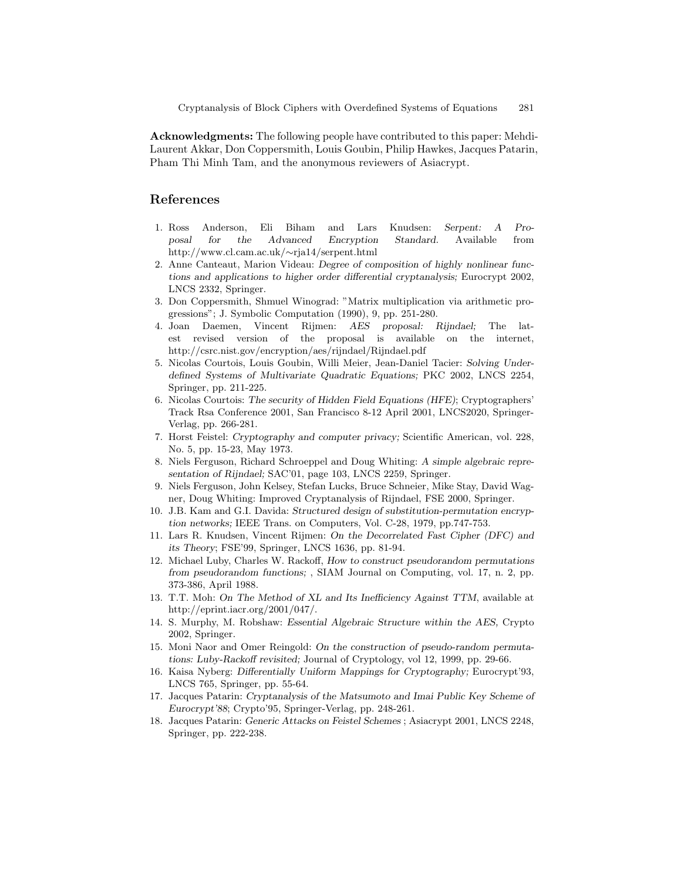**Acknowledgments:** The following people have contributed to this paper: Mehdi-Laurent Akkar, Don Coppersmith, Louis Goubin, Philip Hawkes, Jacques Patarin, Pham Thi Minh Tam, and the anonymous reviewers of Asiacrypt.

## References

1. Ross Anderson, Eli Biham and Lars Knudsen: *Serpent: A Proposal for the Advanced Encryption Standard.* Available from http://www.cl.cam.ac.uk/∼rja14/serpent.html
2. Anne Canteaut, Marion Videau: *Degree of composition of highly nonlinear functions and applications to higher order differential cryptanalysis;* Eurocrypt 2002, LNCS 2332, Springer.
3. Don Coppersmith, Shmuel Winograd: "Matrix multiplication via arithmetic progressions"; J. Symbolic Computation (1990), 9, pp. 251-280.
4. Joan Daemen, Vincent Rijmen: *AES proposal: Rijndael;* The latest revised version of the proposal is available on the internet, http://csrc.nist.gov/encryption/aes/rijndael/Rijndael.pdf
5. Nicolas Courtois, Louis Goubin, Willi Meier, Jean-Daniel Tacier: *Solving Underdefined Systems of Multivariate Quadratic Equations;* PKC 2002, LNCS 2254, Springer, pp. 211-225.
6. Nicolas Courtois: *The security of Hidden Field Equations (HFE)*; Cryptographers' Track Rsa Conference 2001, San Francisco 8-12 April 2001, LNCS2020, Springer-Verlag, pp. 266-281.
7. Horst Feistel: *Cryptography and computer privacy;* Scientific American, vol. 228, No. 5, pp. 15-23, May 1973.
8. Niels Ferguson, Richard Schroeppel and Doug Whiting: *A simple algebraic representation of Rijndael;* SAC'01, page 103, LNCS 2259, Springer.
9. Niels Ferguson, John Kelsey, Stefan Lucks, Bruce Schneier, Mike Stay, David Wagner, Doug Whiting: Improved Cryptanalysis of Rijndael, FSE 2000, Springer.
10. J.B. Kam and G.I. Davida: *Structured design of substitution-permutation encryption networks;* IEEE Trans. on Computers, Vol. C-28, 1979, pp.747-753.
11. Lars R. Knudsen, Vincent Rijmen: *On the Decorrelated Fast Cipher (DFC) and its Theory*; FSE'99, Springer, LNCS 1636, pp. 81-94.
12. Michael Luby, Charles W. Rackoff, *How to construct pseudorandom permutations from pseudorandom functions;* , SIAM Journal on Computing, vol. 17, n. 2, pp. 373-386, April 1988.
13. T.T. Moh: *On The Method of XL and Its Inefficiency Against TTM*, available at http://eprint.iacr.org/2001/047/.
14. S. Murphy, M. Robshaw: *Essential Algebraic Structure within the AES,* Crypto 2002, Springer.
15. Moni Naor and Omer Reingold: *On the construction of pseudo-random permutations: Luby-Rackoff revisited;* Journal of Cryptology, vol 12, 1999, pp. 29-66.
16. Kaisa Nyberg: *Differentially Uniform Mappings for Cryptography;* Eurocrypt'93, LNCS 765, Springer, pp. 55-64.
17. Jacques Patarin: *Cryptanalysis of the Matsumoto and Imai Public Key Scheme of Eurocrypt'88*; Crypto'95, Springer-Verlag, pp. 248-261.
18. Jacques Patarin: *Generic Attacks on Feistel Schemes* ; Asiacrypt 2001, LNCS 2248, Springer, pp. 222-238.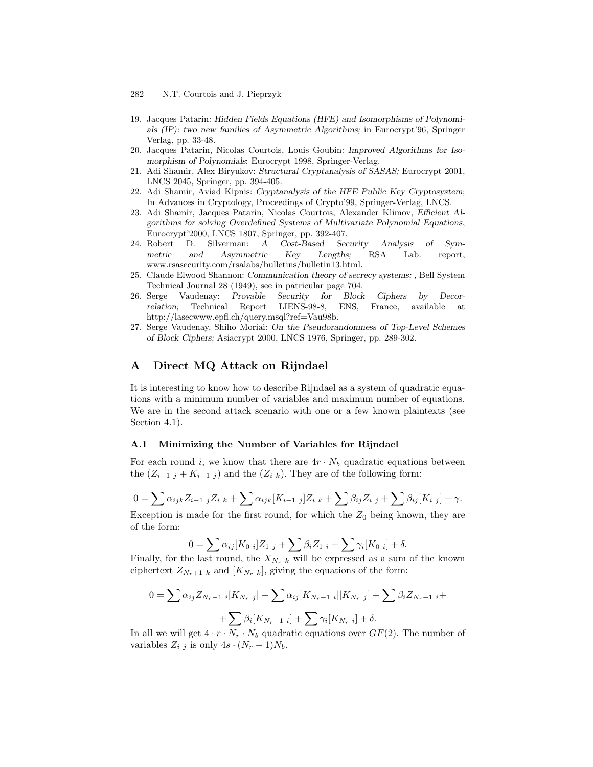19. Jacques Patarin: *Hidden Fields Equations (HFE) and Isomorphisms of Polynomials (IP): two new families of Asymmetric Algorithms;* in Eurocrypt'96, Springer Verlag, pp. 33-48.
20. Jacques Patarin, Nicolas Courtois, Louis Goubin: *Improved Algorithms for Isomorphism of Polynomials*; Eurocrypt 1998, Springer-Verlag.
21. Adi Shamir, Alex Biryukov: *Structural Cryptanalysis of SASAS;* Eurocrypt 2001, LNCS 2045, Springer, pp. 394-405.
22. Adi Shamir, Aviad Kipnis: *Cryptanalysis of the HFE Public Key Cryptosystem*; In Advances in Cryptology, Proceedings of Crypto'99, Springer-Verlag, LNCS.
23. Adi Shamir, Jacques Patarin, Nicolas Courtois, Alexander Klimov, *Efficient Algorithms for solving Overdefined Systems of Multivariate Polynomial Equations*, Eurocrypt'2000, LNCS 1807, Springer, pp. 392-407.
24. Robert D. Silverman: *A Cost-Based Security Analysis of Symmetric and Asymmetric Key Lengths;* RSA Lab. report, www.rsasecurity.com/rsalabs/bulletins/bulletin13.html.
25. Claude Elwood Shannon: *Communication theory of secrecy systems;* , Bell System Technical Journal 28 (1949), see in patricular page 704.
26. Serge Vaudenay: *Provable Security for Block Ciphers by Decorrelation;* Technical Report LIENS-98-8, ENS, France, available at http://lasecwww.epfl.ch/query.msql?ref=Vau98b.
27. Serge Vaudenay, Shiho Moriai: *On the Pseudorandomness of Top-Level Schemes of Block Ciphers;* Asiacrypt 2000, LNCS 1976, Springer, pp. 289-302.

# A Direct MQ Attack on Rijndael

It is interesting to know how to describe Rijndael as a system of quadratic equations with a minimum number of variables and maximum number of equations. We are in the second attack scenario with one or a few known plaintexts (see Section 4.1).

## A.1 Minimizing the Number of Variables for Rijndael

For each round $i$, we know that there are $4r \cdot N_b$ quadratic equations between the $(Z_{i-1\ j} + K_{i-1\ j})$ and the $(Z_{i\ k})$. They are of the following form:

$$0 = \sum \alpha_{ijk} Z_{i-1\ j} Z_{i\ k} + \sum \alpha_{ijk} [K_{i-1\ j}] Z_{i\ k} + \sum \beta_{ij} Z_{i\ j} + \sum \beta_{ij} [K_{i\ j}] + \gamma.$$

Exception is made for the first round, for which the $Z_0$ being known, they are of the form:

$$0 = \sum \alpha_{ij} [K_{0\ i}] Z_{1\ j} + \sum \beta_i Z_{1\ i} + \sum \gamma_i [K_{0\ i}] + \delta.$$

Finally, for the last round, the $X_{N_r\ k}$ will be expressed as a sum of the known ciphertext $Z_{N_r+1\ k}$ and $[K_{N_r\ k}]$, giving the equations of the form:

$$0 = \sum \alpha_{ij} Z_{N_r-1\ i} [K_{N_r\ j}] + \sum \alpha_{ij} [K_{N_r-1\ i}][K_{N_r\ j}] + \sum \beta_i Z_{N_r-1\ i} +$$

$$+ \sum \beta_i [K_{N_r-1\ i}] + \sum \gamma_i [K_{N_r\ i}] + \delta.$$

In all we will get $4 \cdot r \cdot N_r \cdot N_b$ quadratic equations over $GF(2)$. The number of variables $Z_{i\ j}$ is only $4s \cdot (N_r - 1) N_b$.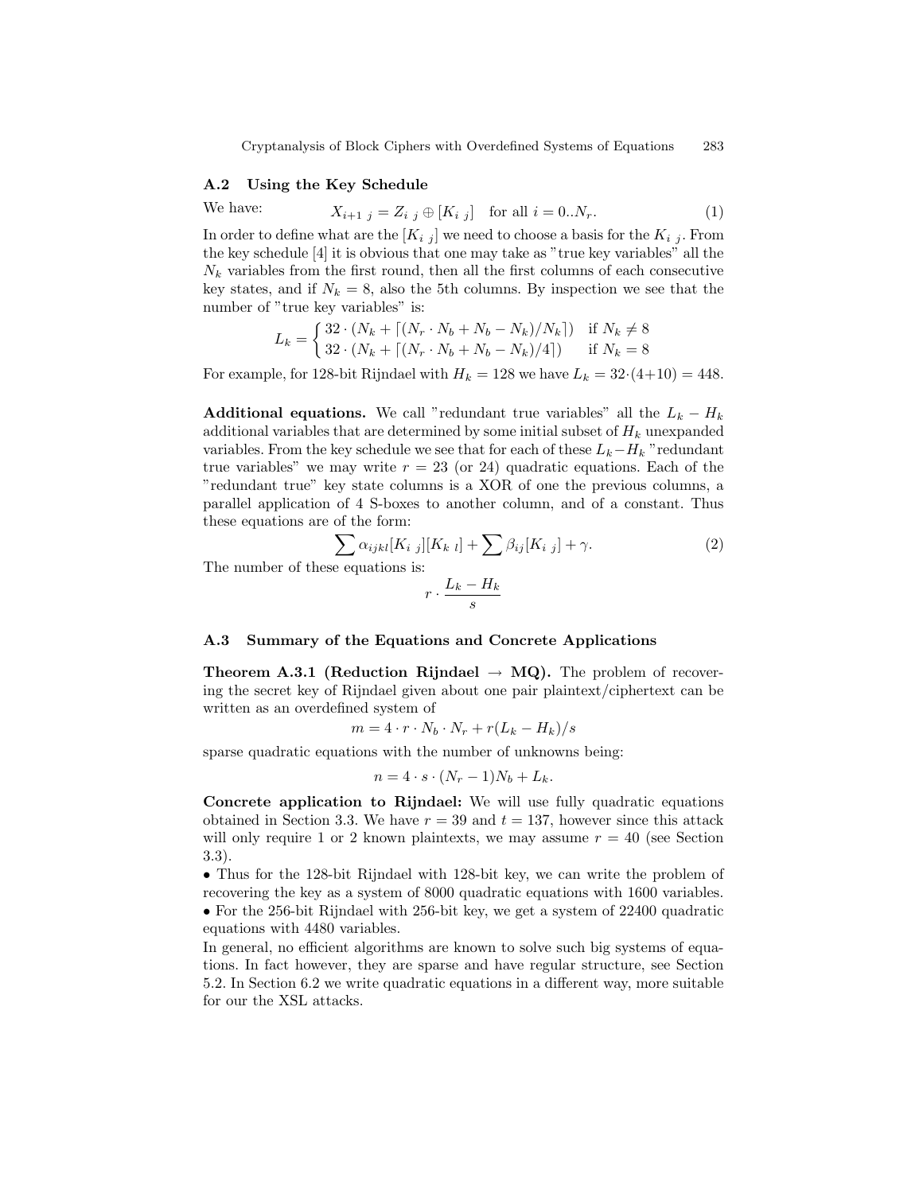### A.2 Using the Key Schedule

We have:

$$X_{i+1\ j} = Z_{i\ j} \oplus [K_{i\ j}] \quad \text{for all } i = 0..N_r. \tag{1}$$

In order to define what are the $[K_{i\ j}]$ we need to choose a basis for the $K_{i\ j}$. From the key schedule [4] it is obvious that one may take as "true key variables" all the $N_k$ variables from the first round, then all the first columns of each consecutive key states, and if $N_k = 8$, also the 5th columns. By inspection we see that the number of "true key variables" is:

$$L_k = \begin{cases} 32 \cdot (N_k + \lceil (N_r \cdot N_b + N_b - N_k)/N_k \rceil) & \text{if } N_k \neq 8 \\ 32 \cdot (N_k + \lceil (N_r \cdot N_b + N_b - N_k)/4 \rceil) & \text{if } N_k = 8 \end{cases}$$

For example, for 128-bit Rijndael with $H_k = 128$ we have $L_k = 32 \cdot (4+10) = 448$.

**Additional equations.** We call "redundant true variables" all the $L_k - H_k$ additional variables that are determined by some initial subset of $H_k$ unexpanded variables. From the key schedule we see that for each of these $L_k - H_k$ "redundant true variables" we may write $r = 23$ (or 24) quadratic equations. Each of the "redundant true" key state columns is a XOR of one the previous columns, a parallel application of 4 S-boxes to another column, and of a constant. Thus these equations are of the form:

$$\sum \alpha_{ijkl} [K_{i\ j}][K_{k\ l}] + \sum \beta_{ij} [K_{i\ j}] + \gamma. \tag{2}$$

The number of these equations is:

$$r \cdot \frac{L_k - H_k}{s}$$

### A.3 Summary of the Equations and Concrete Applications

**Theorem A.3.1 (Reduction Rijndael $\rightarrow$ MQ).** The problem of recovering the secret key of Rijndael given about one pair plaintext/ciphertext can be written as an overdefined system of

$$m = 4 \cdot r \cdot N_b \cdot N_r + r(L_k - H_k)/s$$

sparse quadratic equations with the number of unknowns being:

$$n = 4 \cdot s \cdot (N_r - 1) N_b + L_k.$$

**Concrete application to Rijndael:** We will use fully quadratic equations obtained in Section 3.3. We have $r = 39$ and $t = 137$, however since this attack will only require 1 or 2 known plaintexts, we may assume $r = 40$ (see Section 3.3).

- Thus for the 128-bit Rijndael with 128-bit key, we can write the problem of recovering the key as a system of 8000 quadratic equations with 1600 variables.
- For the 256-bit Rijndael with 256-bit key, we get a system of 22400 quadratic equations with 4480 variables.

In general, no efficient algorithms are known to solve such big systems of equations. In fact however, they are sparse and have regular structure, see Section 5.2. In Section 6.2 we write quadratic equations in a different way, more suitable for our the XSL attacks.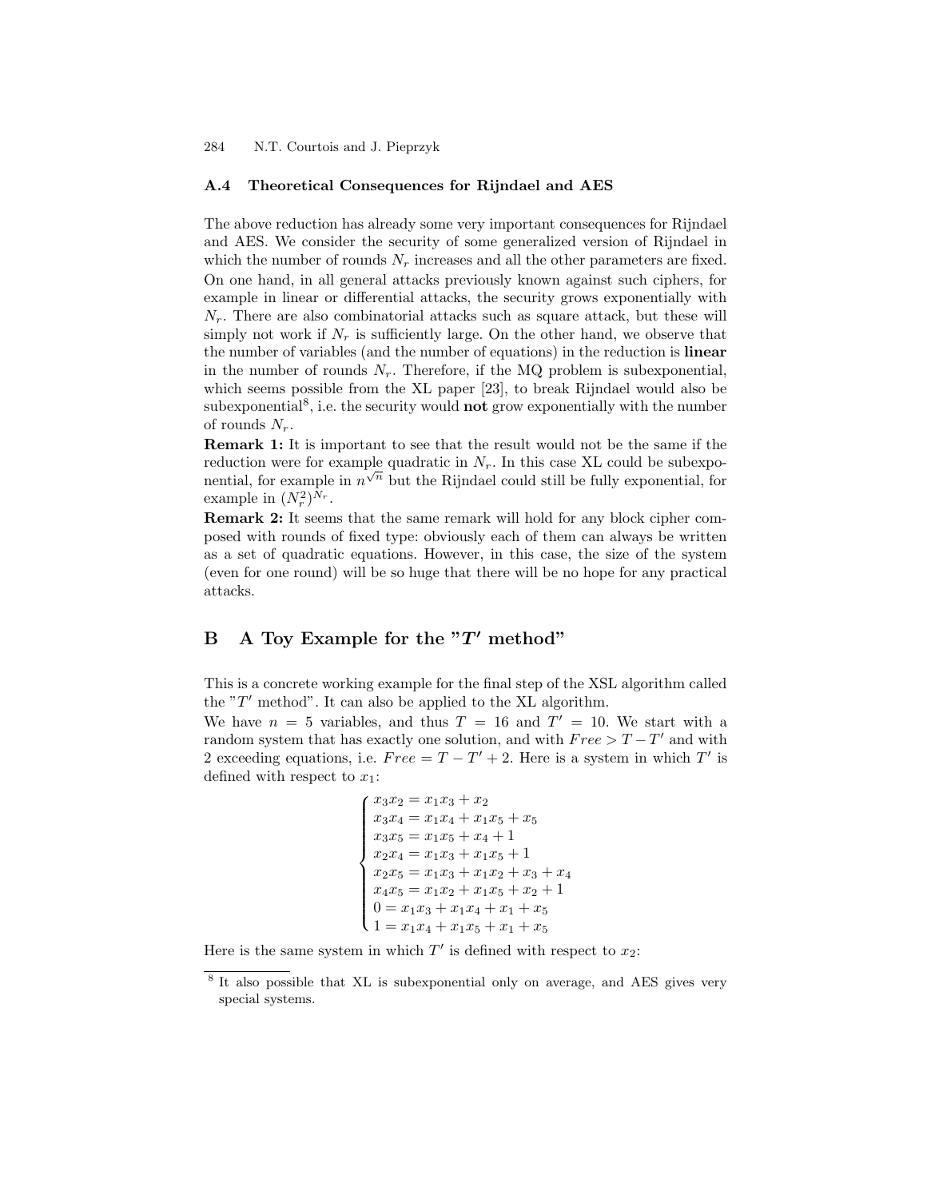### A.4 Theoretical Consequences for Rijndael and AES

The above reduction has already some very important consequences for Rijndael and AES. We consider the security of some generalized version of Rijndael in which the number of rounds $N_r$ increases and all the other parameters are fixed. On one hand, in all general attacks previously known against such ciphers, for example in linear or differential attacks, the security grows exponentially with $N_r$. There are also combinatorial attacks such as square attack, but these will simply not work if $N_r$ is sufficiently large. On the other hand, we observe that the number of variables (and the number of equations) in the reduction is **linear** in the number of rounds $N_r$. Therefore, if the MQ problem is subexponential, which seems possible from the XL paper [23], to break Rijndael would also be subexponential[8], i.e. the security would **not** grow exponentially with the number of rounds $N_r$.

**Remark 1:** It is important to see that the result would not be the same if the reduction were for example quadratic in $N_r$. In this case XL could be subexponential, for example in $n^{\sqrt{n}}$ but the Rijndael could still be fully exponential, for example in $(N_r^2)^{N_r}$.

**Remark 2:** It seems that the same remark will hold for any block cipher composed with rounds of fixed type: obviously each of them can always be written as a set of quadratic equations. However, in this case, the size of the system (even for one round) will be so huge that there will be no hope for any practical attacks.

## B A Toy Example for the "$T'$ method"

This is a concrete working example for the final step of the XSL algorithm called the "$T'$ method". It can also be applied to the XL algorithm.

We have $n = 5$ variables, and thus $T = 16$ and $T' = 10$. We start with a random system that has exactly one solution, and with $Free > T - T'$ and with 2 exceeding equations, i.e. $Free = T - T' + 2$. Here is a system in which $T'$ is defined with respect to $x_1$:

$$
\begin{cases}
x_3x_2 = x_1x_3 + x_2 \\
x_3x_4 = x_1x_4 + x_1x_5 + x_5 \\
x_3x_5 = x_1x_5 + x_4 + 1 \\
x_2x_4 = x_1x_3 + x_1x_5 + 1 \\
x_2x_5 = x_1x_3 + x_1x_2 + x_3 + x_4 \\
x_4x_5 = x_1x_2 + x_1x_5 + x_2 + 1 \\
0 = x_1x_3 + x_1x_4 + x_1 + x_5 \\
1 = x_1x_4 + x_1x_5 + x_1 + x_5
\end{cases}
$$

Here is the same system in which $T'$ is defined with respect to $x_2$:

[8] It also possible that XL is subexponential only on average, and AES gives very special systems.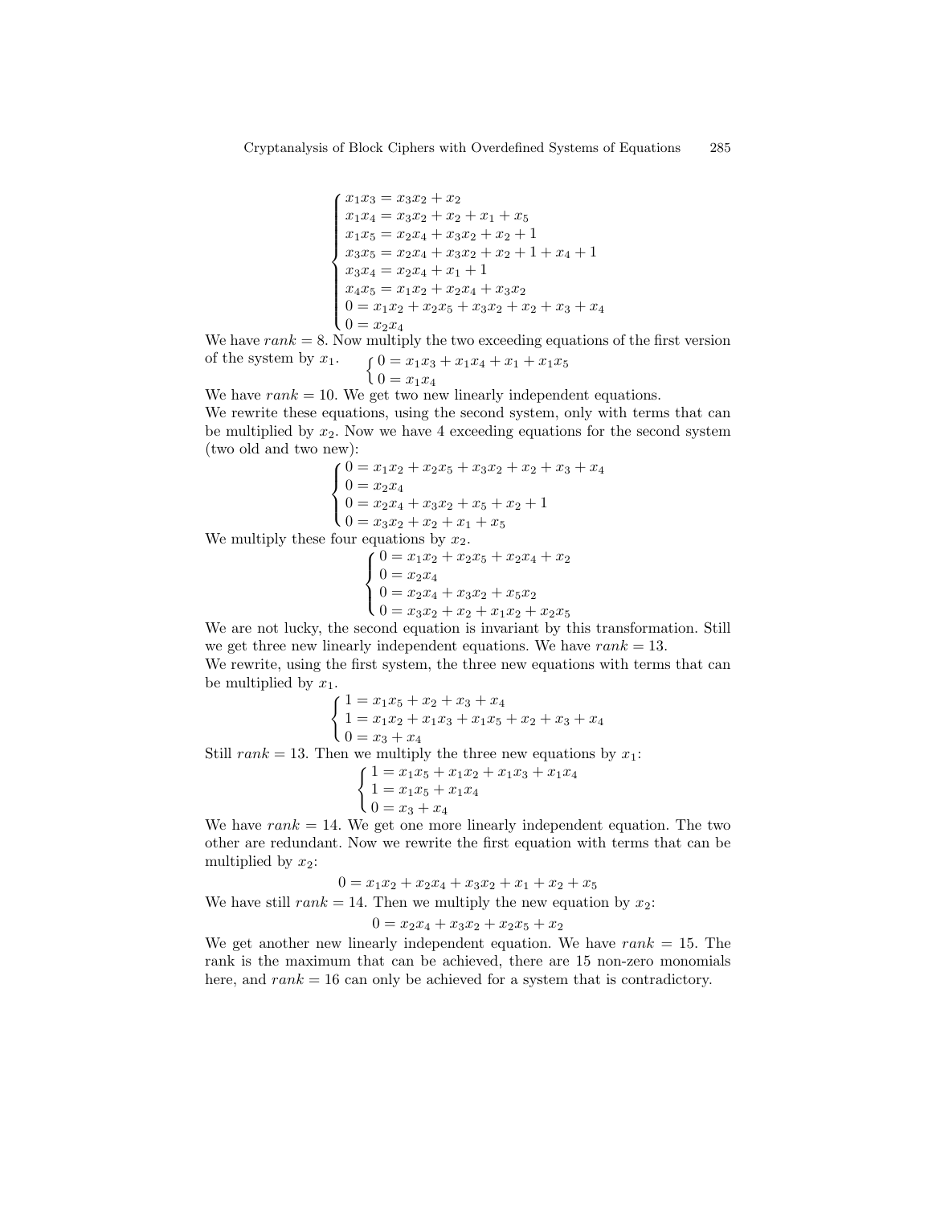$$
\begin{cases}
x_1x_3 = x_3x_2 + x_2 \\
x_1x_4 = x_3x_2 + x_2 + x_1 + x_5 \\
x_1x_5 = x_2x_4 + x_3x_2 + x_2 + 1 \\
x_3x_5 = x_2x_4 + x_3x_2 + x_2 + 1 + x_4 + 1 \\
x_3x_4 = x_2x_4 + x_1 + 1 \\
x_4x_5 = x_1x_2 + x_2x_4 + x_3x_2 \\
0 = x_1x_2 + x_2x_5 + x_3x_2 + x_2 + x_3 + x_4 \\
0 = x_2x_4
\end{cases}
$$

We have $rank = 8$. Now multiply the two exceeding equations of the first version of the system by $x_1$.

$$
\begin{cases}
0 = x_1x_3 + x_1x_4 + x_1 + x_1x_5 \\
0 = x_1x_4
\end{cases}
$$

We have $rank = 10$. We get two new linearly independent equations.

We rewrite these equations, using the second system, only with terms that can be multiplied by $x_2$. Now we have 4 exceeding equations for the second system (two old and two new):

$$
\begin{cases}
0 = x_1x_2 + x_2x_5 + x_3x_2 + x_2 + x_3 + x_4 \\
0 = x_2x_4 \\
0 = x_2x_4 + x_3x_2 + x_5 + x_2 + 1 \\
0 = x_3x_2 + x_2 + x_1 + x_5
\end{cases}
$$

We multiply these four equations by $x_2$.

$$
\begin{cases}
0 = x_1x_2 + x_2x_5 + x_2x_4 + x_2 \\
0 = x_2x_4 \\
0 = x_2x_4 + x_3x_2 + x_5x_2 \\
0 = x_3x_2 + x_2 + x_1x_2 + x_2x_5
\end{cases}
$$

We are not lucky, the second equation is invariant by this transformation. Still we get three new linearly independent equations. We have $rank = 13$.

We rewrite, using the first system, the three new equations with terms that can be multiplied by $x_1$.

$$
\begin{cases}
1 = x_1x_5 + x_2 + x_3 + x_4 \\
1 = x_1x_2 + x_1x_3 + x_1x_5 + x_2 + x_3 + x_4 \\
0 = x_3 + x_4
\end{cases}
$$

Still $rank = 13$. Then we multiply the three new equations by $x_1$:

$$
\begin{cases}
1 = x_1x_5 + x_1x_2 + x_1x_3 + x_1x_4 \\
1 = x_1x_5 + x_1x_4 \\
0 = x_3 + x_4
\end{cases}
$$

We have $rank = 14$. We get one more linearly independent equation. The two other are redundant. Now we rewrite the first equation with terms that can be multiplied by $x_2$:

$$0 = x_1x_2 + x_2x_4 + x_3x_2 + x_1 + x_2 + x_5$$

We have still $rank = 14$. Then we multiply the new equation by $x_2$:

$$0 = x_2x_4 + x_3x_2 + x_2x_5 + x_2$$

We get another new linearly independent equation. We have $rank = 15$. The rank is the maximum that can be achieved, there are 15 non-zero monomials here, and $rank = 16$ can only be achieved for a system that is contradictory.